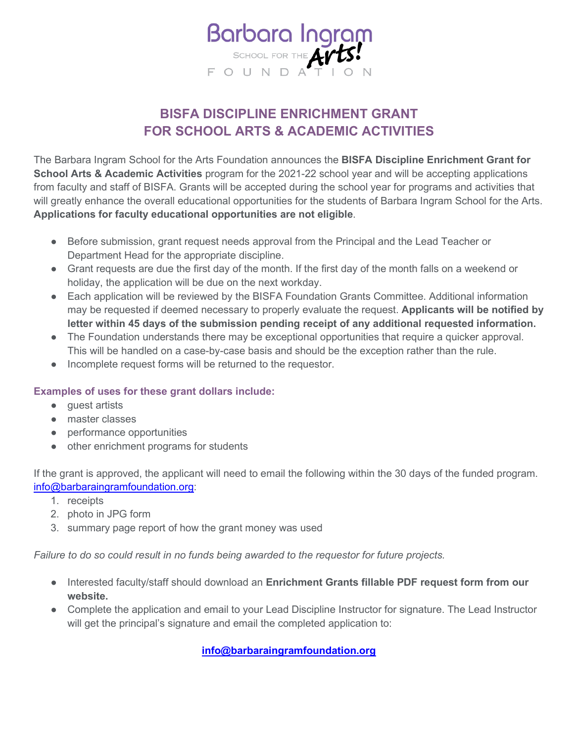Barbara Ingram School for the Arts! FOUNDATION

# BISFA DISCIPLINE ENRICHMENT GRANT FOR SCHOOL ARTS & ACADEMIC ACTIVITIES

The Barbara Ingram School for the Arts Foundation announces the **BISFA Discipline Enrichment Grant for School Arts & Academic Activities** program for the 2021-22 school year and will be accepting applications from faculty and staff of BISFA. Grants will be accepted during the school year for programs and activities that will greatly enhance the overall educational opportunities for the students of Barbara Ingram School for the Arts. **Applications for faculty educational opportunities are not eligible**.

- Before submission, grant request needs approval from the Principal and the Lead Teacher or Department Head for the appropriate discipline.
- Grant requests are due the first day of the month. If the first day of the month falls on a weekend or holiday, the application will be due on the next workday.
- Each application will be reviewed by the BISFA Foundation Grants Committee. Additional information may be requested if deemed necessary to properly evaluate the request. **Applicants will be notified by letter within 45 days of the submission pending receipt of any additional requested information.**
- The Foundation understands there may be exceptional opportunities that require a quicker approval. This will be handled on a case-by-case basis and should be the exception rather than the rule.
- Incomplete request forms will be returned to the requestor.

### Examples of uses for these grant dollars include:

- guest artists
- master classes
- performance opportunities
- other enrichment programs for students

If the grant is approved, the applicant will need to email the following within the 30 days of the funded program. info@barbaraingramfoundation.org:

1. receipts
2. photo in JPG form
3. summary page report of how the grant money was used

*Failure to do so could result in no funds being awarded to the requestor for future projects.*

- Interested faculty/staff should download an **Enrichment Grants fillable PDF request form from our website.**
- Complete the application and email to your Lead Discipline Instructor for signature. The Lead Instructor will get the principal's signature and email the completed application to:

**info@barbaraingramfoundation.org**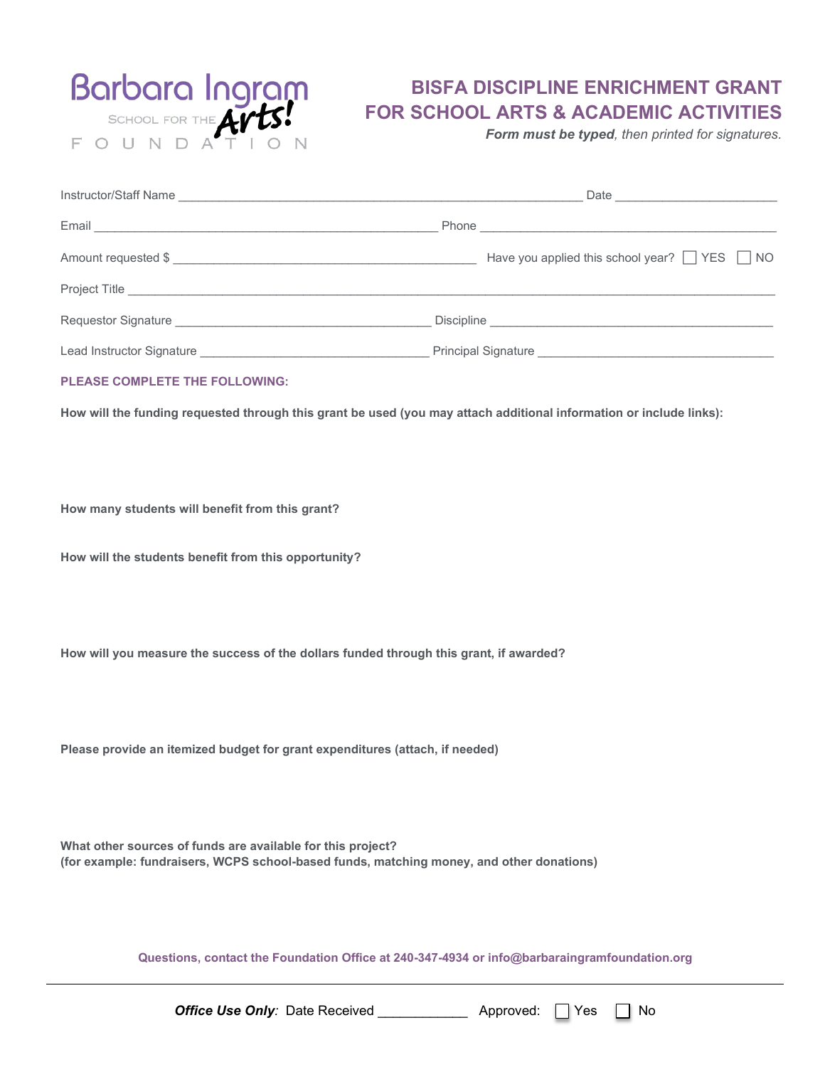Barbara Ingram
SCHOOL FOR THE Arts!
FOUNDATION

# BISFA DISCIPLINE ENRICHMENT GRANT FOR SCHOOL ARTS & ACADEMIC ACTIVITIES

***Form must be typed**, then printed for signatures.*

Instructor/Staff Name ____________________________________________ Date ____________________

Email ________________________________________ Phone ____________________________________

Amount requested $ ____________________________________ Have you applied this school year? ☐ YES ☐ NO

Project Title ______________________________________________________________________________

Requestor Signature ______________________________ Discipline ___________________________________

Lead Instructor Signature ___________________________ Principal Signature _____________________________

**PLEASE COMPLETE THE FOLLOWING:**

**How will the funding requested through this grant be used (you may attach additional information or include links):**

**How many students will benefit from this grant?**

**How will the students benefit from this opportunity?**

**How will you measure the success of the dollars funded through this grant, if awarded?**

**Please provide an itemized budget for grant expenditures (attach, if needed)**

**What other sources of funds are available for this project?**
**(for example: fundraisers, WCPS school-based funds, matching money, and other donations)**

**Questions, contact the Foundation Office at 240-347-4934 or info@barbaraingramfoundation.org**

---

***Office Use Only**:* Date Received ____________ Approved: ☐ Yes ☐ No